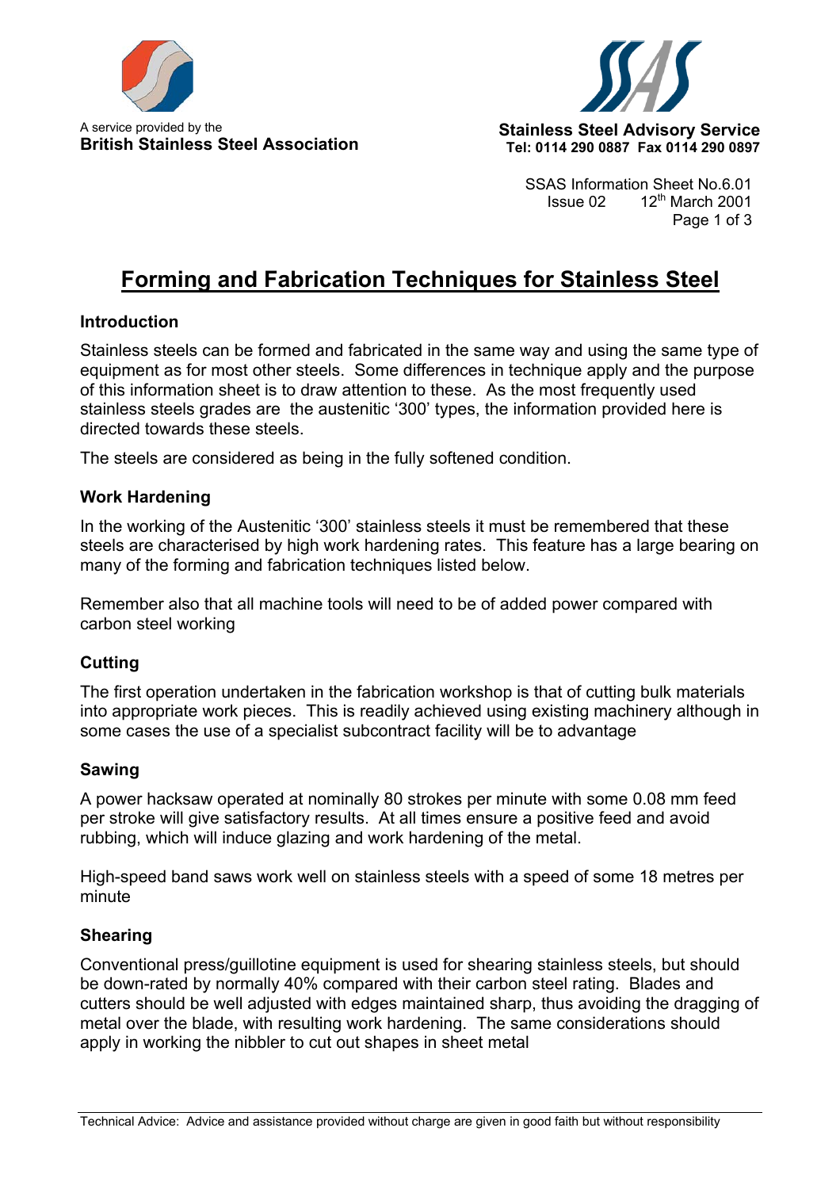A service provided by the
**British Stainless Steel Association**

**Stainless Steel Advisory Service**
**Tel: 0114 290 0887 Fax 0114 290 0897**

SSAS Information Sheet No.6.01
Issue 02 12th March 2001

# Forming and Fabrication Techniques for Stainless Steel

### Introduction

Stainless steels can be formed and fabricated in the same way and using the same type of equipment as for most other steels. Some differences in technique apply and the purpose of this information sheet is to draw attention to these. As the most frequently used stainless steels grades are the austenitic '300' types, the information provided here is directed towards these steels.

The steels are considered as being in the fully softened condition.

### Work Hardening

In the working of the Austenitic '300' stainless steels it must be remembered that these steels are characterised by high work hardening rates. This feature has a large bearing on many of the forming and fabrication techniques listed below.

Remember also that all machine tools will need to be of added power compared with carbon steel working

### Cutting

The first operation undertaken in the fabrication workshop is that of cutting bulk materials into appropriate work pieces. This is readily achieved using existing machinery although in some cases the use of a specialist subcontract facility will be to advantage

### Sawing

A power hacksaw operated at nominally 80 strokes per minute with some 0.08 mm feed per stroke will give satisfactory results. At all times ensure a positive feed and avoid rubbing, which will induce glazing and work hardening of the metal.

High-speed band saws work well on stainless steels with a speed of some 18 metres per minute

### Shearing

Conventional press/guillotine equipment is used for shearing stainless steels, but should be down-rated by normally 40% compared with their carbon steel rating. Blades and cutters should be well adjusted with edges maintained sharp, thus avoiding the dragging of metal over the blade, with resulting work hardening. The same considerations should apply in working the nibbler to cut out shapes in sheet metal

Technical Advice: Advice and assistance provided without charge are given in good faith but without responsibility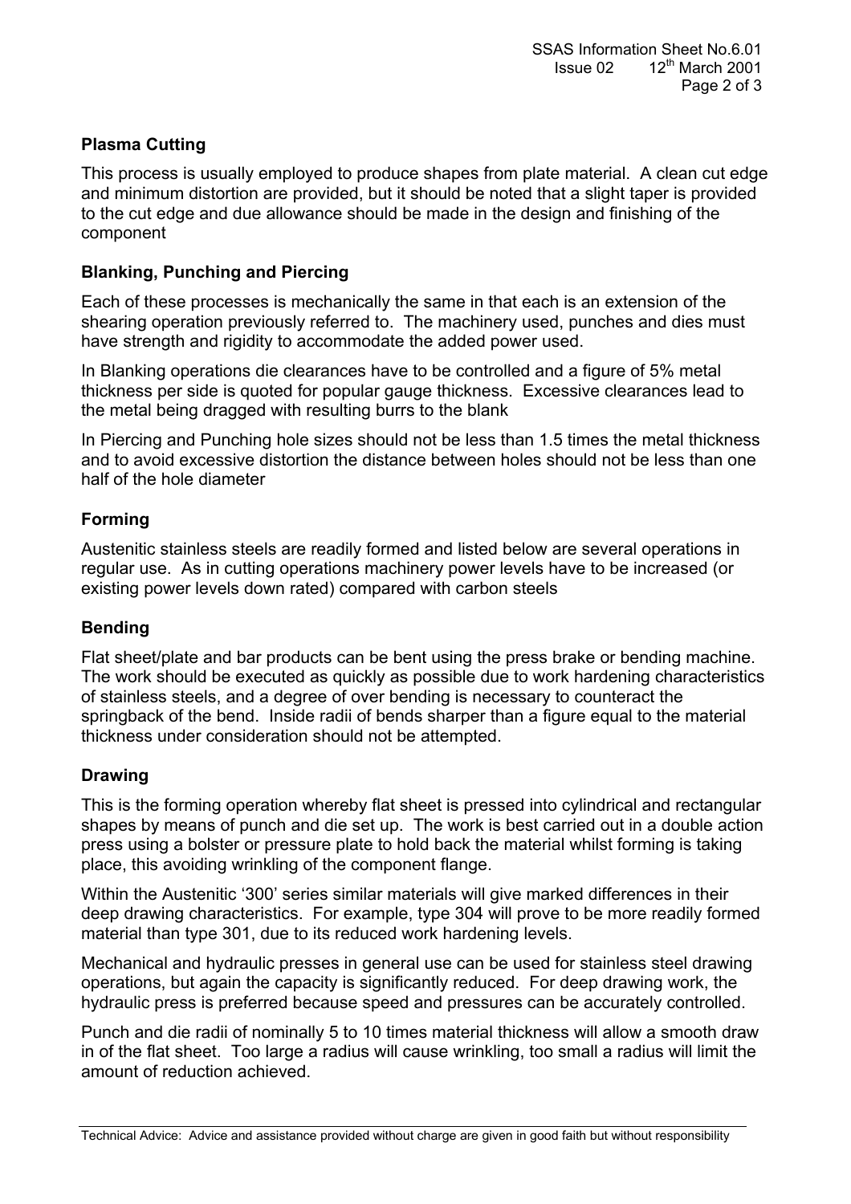## Plasma Cutting

This process is usually employed to produce shapes from plate material. A clean cut edge and minimum distortion are provided, but it should be noted that a slight taper is provided to the cut edge and due allowance should be made in the design and finishing of the component

## Blanking, Punching and Piercing

Each of these processes is mechanically the same in that each is an extension of the shearing operation previously referred to. The machinery used, punches and dies must have strength and rigidity to accommodate the added power used.

In Blanking operations die clearances have to be controlled and a figure of 5% metal thickness per side is quoted for popular gauge thickness. Excessive clearances lead to the metal being dragged with resulting burrs to the blank

In Piercing and Punching hole sizes should not be less than 1.5 times the metal thickness and to avoid excessive distortion the distance between holes should not be less than one half of the hole diameter

## Forming

Austenitic stainless steels are readily formed and listed below are several operations in regular use. As in cutting operations machinery power levels have to be increased (or existing power levels down rated) compared with carbon steels

## Bending

Flat sheet/plate and bar products can be bent using the press brake or bending machine. The work should be executed as quickly as possible due to work hardening characteristics of stainless steels, and a degree of over bending is necessary to counteract the springback of the bend. Inside radii of bends sharper than a figure equal to the material thickness under consideration should not be attempted.

## Drawing

This is the forming operation whereby flat sheet is pressed into cylindrical and rectangular shapes by means of punch and die set up. The work is best carried out in a double action press using a bolster or pressure plate to hold back the material whilst forming is taking place, this avoiding wrinkling of the component flange.

Within the Austenitic '300' series similar materials will give marked differences in their deep drawing characteristics. For example, type 304 will prove to be more readily formed material than type 301, due to its reduced work hardening levels.

Mechanical and hydraulic presses in general use can be used for stainless steel drawing operations, but again the capacity is significantly reduced. For deep drawing work, the hydraulic press is preferred because speed and pressures can be accurately controlled.

Punch and die radii of nominally 5 to 10 times material thickness will allow a smooth draw in of the flat sheet. Too large a radius will cause wrinkling, too small a radius will limit the amount of reduction achieved.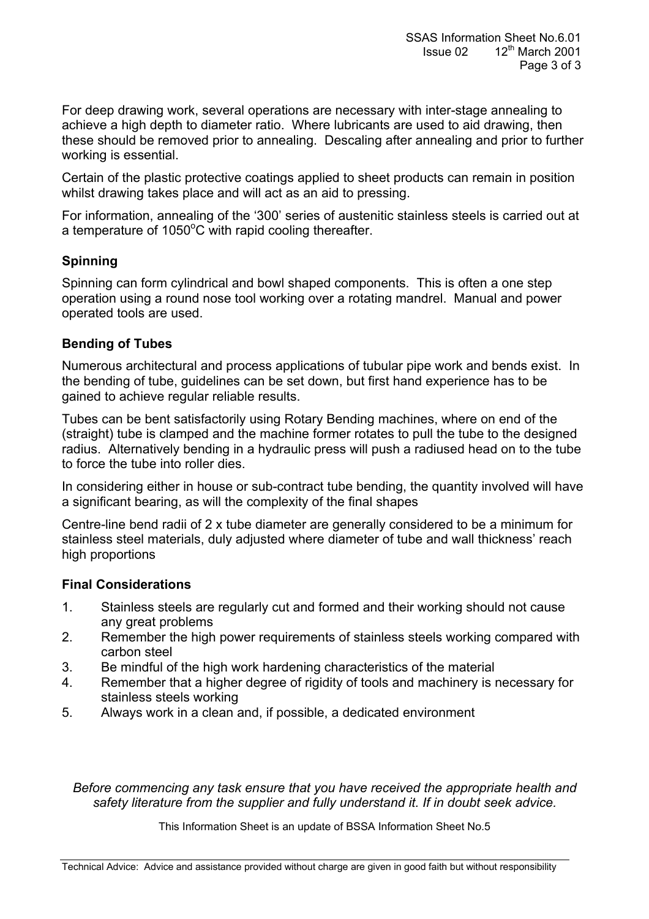For deep drawing work, several operations are necessary with inter-stage annealing to achieve a high depth to diameter ratio. Where lubricants are used to aid drawing, then these should be removed prior to annealing. Descaling after annealing and prior to further working is essential.

Certain of the plastic protective coatings applied to sheet products can remain in position whilst drawing takes place and will act as an aid to pressing.

For information, annealing of the '300' series of austenitic stainless steels is carried out at a temperature of 1050$^{o}$C with rapid cooling thereafter.

## Spinning

Spinning can form cylindrical and bowl shaped components. This is often a one step operation using a round nose tool working over a rotating mandrel. Manual and power operated tools are used.

## Bending of Tubes

Numerous architectural and process applications of tubular pipe work and bends exist. In the bending of tube, guidelines can be set down, but first hand experience has to be gained to achieve regular reliable results.

Tubes can be bent satisfactorily using Rotary Bending machines, where on end of the (straight) tube is clamped and the machine former rotates to pull the tube to the designed radius. Alternatively bending in a hydraulic press will push a radiused head on to the tube to force the tube into roller dies.

In considering either in house or sub-contract tube bending, the quantity involved will have a significant bearing, as will the complexity of the final shapes

Centre-line bend radii of 2 x tube diameter are generally considered to be a minimum for stainless steel materials, duly adjusted where diameter of tube and wall thickness' reach high proportions

## Final Considerations

1. Stainless steels are regularly cut and formed and their working should not cause any great problems
2. Remember the high power requirements of stainless steels working compared with carbon steel
3. Be mindful of the high work hardening characteristics of the material
4. Remember that a higher degree of rigidity of tools and machinery is necessary for stainless steels working
5. Always work in a clean and, if possible, a dedicated environment

*Before commencing any task ensure that you have received the appropriate health and safety literature from the supplier and fully understand it. If in doubt seek advice.*

This Information Sheet is an update of BSSA Information Sheet No.5

Technical Advice: Advice and assistance provided without charge are given in good faith but without responsibility